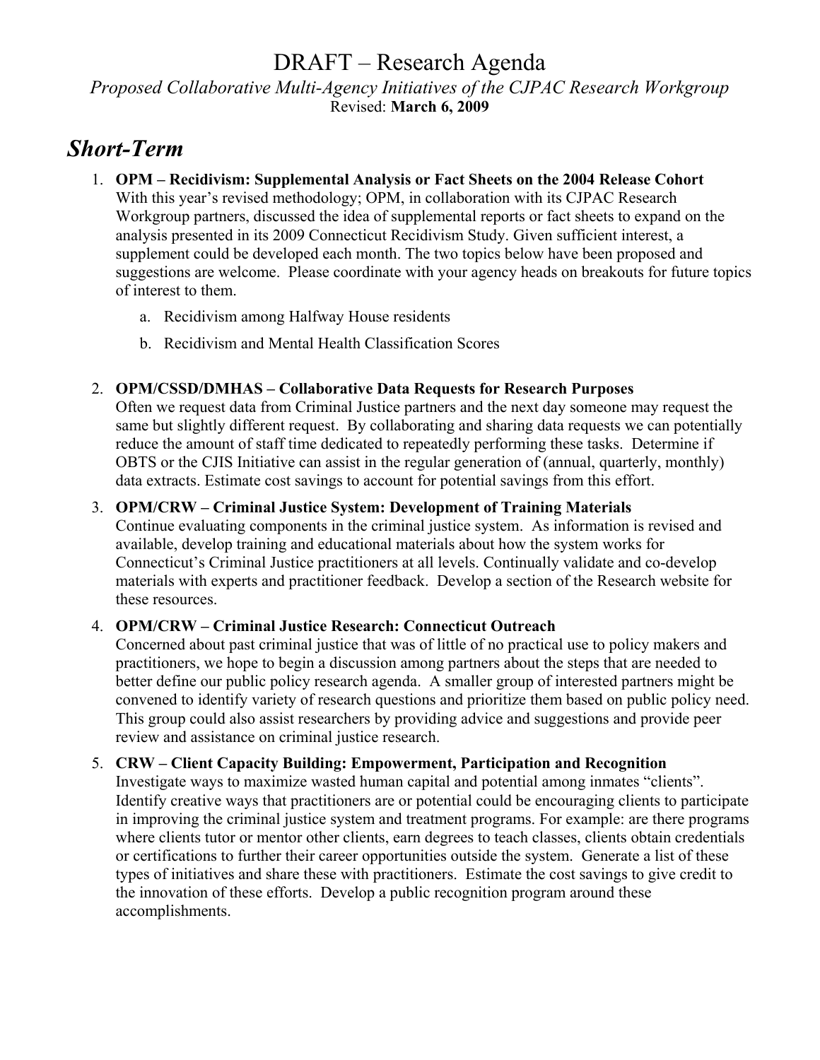# DRAFT – Research Agenda

*Proposed Collaborative Multi-Agency Initiatives of the CJPAC Research Workgroup*

Revised: **March 6, 2009**

## *Short-Term*

1. **OPM – Recidivism: Supplemental Analysis or Fact Sheets on the 2004 Release Cohort**
   With this year's revised methodology; OPM, in collaboration with its CJPAC Research Workgroup partners, discussed the idea of supplemental reports or fact sheets to expand on the analysis presented in its 2009 Connecticut Recidivism Study. Given sufficient interest, a supplement could be developed each month. The two topics below have been proposed and suggestions are welcome. Please coordinate with your agency heads on breakouts for future topics of interest to them.

   a. Recidivism among Halfway House residents

   b. Recidivism and Mental Health Classification Scores

2. **OPM/CSSD/DMHAS – Collaborative Data Requests for Research Purposes**
   Often we request data from Criminal Justice partners and the next day someone may request the same but slightly different request. By collaborating and sharing data requests we can potentially reduce the amount of staff time dedicated to repeatedly performing these tasks. Determine if OBTS or the CJIS Initiative can assist in the regular generation of (annual, quarterly, monthly) data extracts. Estimate cost savings to account for potential savings from this effort.

3. **OPM/CRW – Criminal Justice System: Development of Training Materials**
   Continue evaluating components in the criminal justice system. As information is revised and available, develop training and educational materials about how the system works for Connecticut's Criminal Justice practitioners at all levels. Continually validate and co-develop materials with experts and practitioner feedback. Develop a section of the Research website for these resources.

4. **OPM/CRW – Criminal Justice Research: Connecticut Outreach**
   Concerned about past criminal justice that was of little of no practical use to policy makers and practitioners, we hope to begin a discussion among partners about the steps that are needed to better define our public policy research agenda. A smaller group of interested partners might be convened to identify variety of research questions and prioritize them based on public policy need. This group could also assist researchers by providing advice and suggestions and provide peer review and assistance on criminal justice research.

5. **CRW – Client Capacity Building: Empowerment, Participation and Recognition**
   Investigate ways to maximize wasted human capital and potential among inmates "clients". Identify creative ways that practitioners are or potential could be encouraging clients to participate in improving the criminal justice system and treatment programs. For example: are there programs where clients tutor or mentor other clients, earn degrees to teach classes, clients obtain credentials or certifications to further their career opportunities outside the system. Generate a list of these types of initiatives and share these with practitioners. Estimate the cost savings to give credit to the innovation of these efforts. Develop a public recognition program around these accomplishments.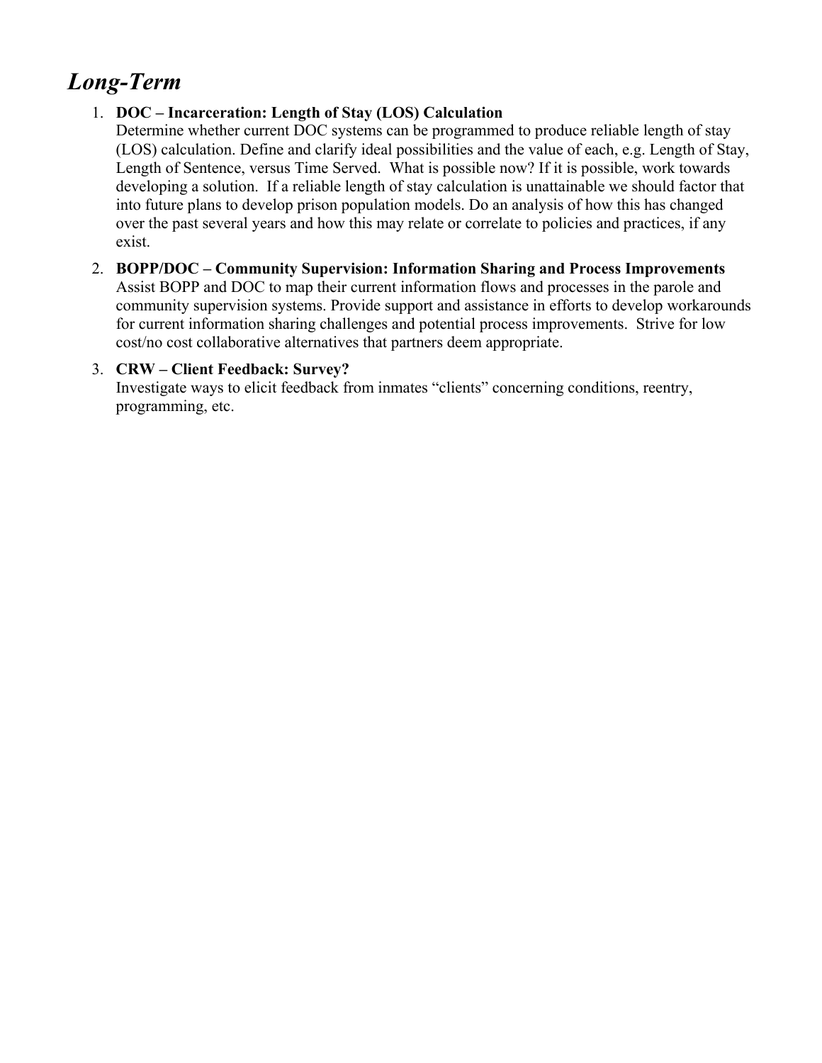## *Long-Term*

1. **DOC – Incarceration: Length of Stay (LOS) Calculation**
   Determine whether current DOC systems can be programmed to produce reliable length of stay (LOS) calculation. Define and clarify ideal possibilities and the value of each, e.g. Length of Stay, Length of Sentence, versus Time Served. What is possible now? If it is possible, work towards developing a solution. If a reliable length of stay calculation is unattainable we should factor that into future plans to develop prison population models. Do an analysis of how this has changed over the past several years and how this may relate or correlate to policies and practices, if any exist.

2. **BOPP/DOC – Community Supervision: Information Sharing and Process Improvements**
   Assist BOPP and DOC to map their current information flows and processes in the parole and community supervision systems. Provide support and assistance in efforts to develop workarounds for current information sharing challenges and potential process improvements. Strive for low cost/no cost collaborative alternatives that partners deem appropriate.

3. **CRW – Client Feedback: Survey?**
   Investigate ways to elicit feedback from inmates "clients" concerning conditions, reentry, programming, etc.